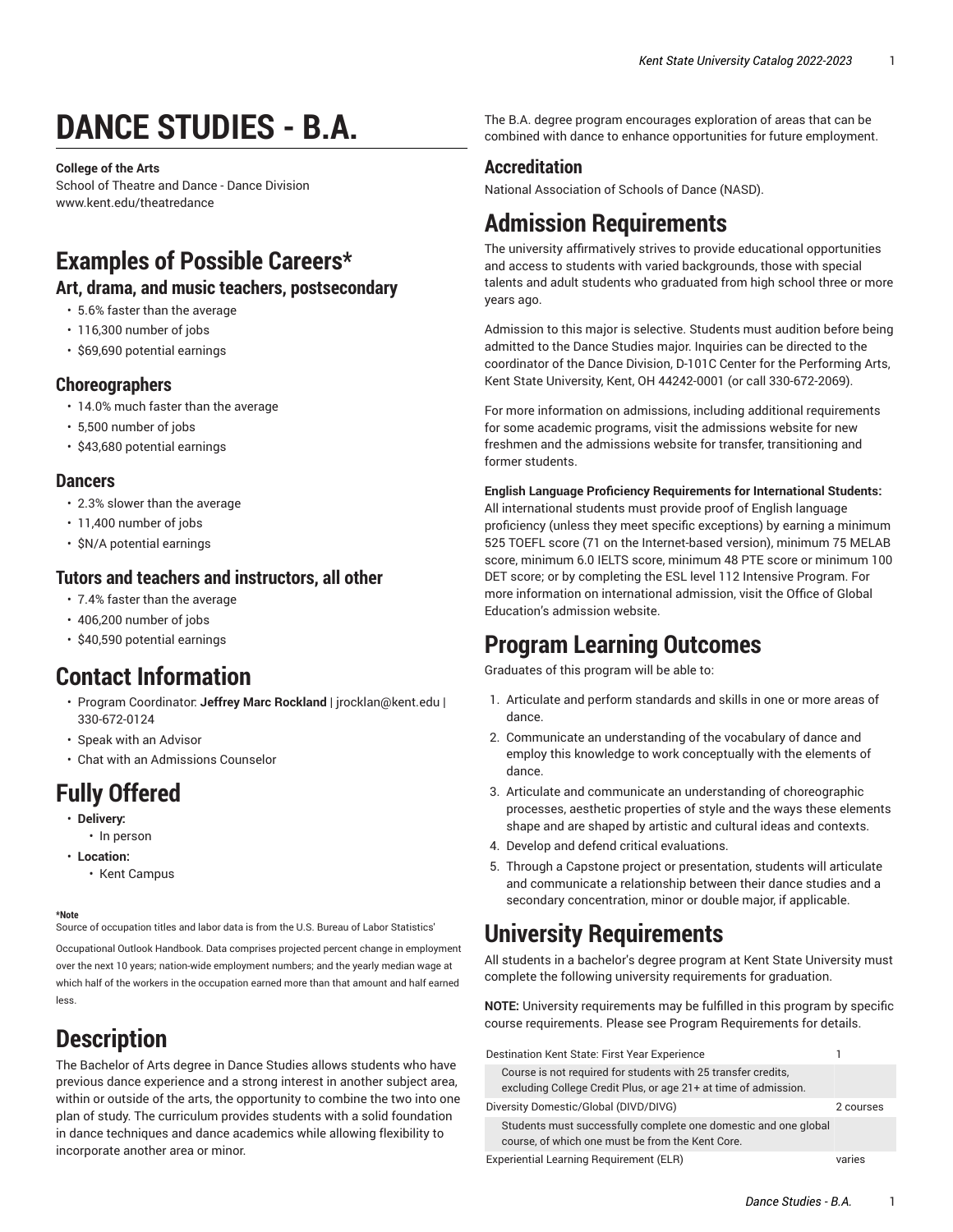# DANCE STUDIES - B.A.

**College of the Arts**
School of Theatre and Dance - Dance Division
www.kent.edu/theatredance

## Examples of Possible Careers*

### Art, drama, and music teachers, postsecondary

- 5.6% faster than the average
- 116,300 number of jobs
- $69,690 potential earnings

### Choreographers

- 14.0% much faster than the average
- 5,500 number of jobs
- $43,680 potential earnings

### Dancers

- 2.3% slower than the average
- 11,400 number of jobs
- $N/A potential earnings

### Tutors and teachers and instructors, all other

- 7.4% faster than the average
- 406,200 number of jobs
- $40,590 potential earnings

## Contact Information

- Program Coordinator: **Jeffrey Marc Rockland** | jrocklan@kent.edu | 330-672-0124
- Speak with an Advisor
- Chat with an Admissions Counselor

## Fully Offered

- **Delivery:**
  - In person
- **Location:**
  - Kent Campus

**\*Note**
Source of occupation titles and labor data is from the U.S. Bureau of Labor Statistics' Occupational Outlook Handbook. Data comprises projected percent change in employment over the next 10 years; nation-wide employment numbers; and the yearly median wage at which half of the workers in the occupation earned more than that amount and half earned less.

## Description

The Bachelor of Arts degree in Dance Studies allows students who have previous dance experience and a strong interest in another subject area, within or outside of the arts, the opportunity to combine the two into one plan of study. The curriculum provides students with a solid foundation in dance techniques and dance academics while allowing flexibility to incorporate another area or minor.

The B.A. degree program encourages exploration of areas that can be combined with dance to enhance opportunities for future employment.

### Accreditation

National Association of Schools of Dance (NASD).

## Admission Requirements

The university affirmatively strives to provide educational opportunities and access to students with varied backgrounds, those with special talents and adult students who graduated from high school three or more years ago.

Admission to this major is selective. Students must audition before being admitted to the Dance Studies major. Inquiries can be directed to the coordinator of the Dance Division, D-101C Center for the Performing Arts, Kent State University, Kent, OH 44242-0001 (or call 330-672-2069).

For more information on admissions, including additional requirements for some academic programs, visit the admissions website for new freshmen and the admissions website for transfer, transitioning and former students.

**English Language Proficiency Requirements for International Students:** All international students must provide proof of English language proficiency (unless they meet specific exceptions) by earning a minimum 525 TOEFL score (71 on the Internet-based version), minimum 75 MELAB score, minimum 6.0 IELTS score, minimum 48 PTE score or minimum 100 DET score; or by completing the ESL level 112 Intensive Program. For more information on international admission, visit the Office of Global Education's admission website.

## Program Learning Outcomes

Graduates of this program will be able to:

1. Articulate and perform standards and skills in one or more areas of dance.
2. Communicate an understanding of the vocabulary of dance and employ this knowledge to work conceptually with the elements of dance.
3. Articulate and communicate an understanding of choreographic processes, aesthetic properties of style and the ways these elements shape and are shaped by artistic and cultural ideas and contexts.
4. Develop and defend critical evaluations.
5. Through a Capstone project or presentation, students will articulate and communicate a relationship between their dance studies and a secondary concentration, minor or double major, if applicable.

## University Requirements

All students in a bachelor's degree program at Kent State University must complete the following university requirements for graduation.

**NOTE:** University requirements may be fulfilled in this program by specific course requirements. Please see Program Requirements for details.

| | |
|---|---|
| Destination Kent State: First Year Experience | 1 |
| Course is not required for students with 25 transfer credits, excluding College Credit Plus, or age 21+ at time of admission. | |
| Diversity Domestic/Global (DIVD/DIVG) | 2 courses |
| Students must successfully complete one domestic and one global course, of which one must be from the Kent Core. | |
| Experiential Learning Requirement (ELR) | varies |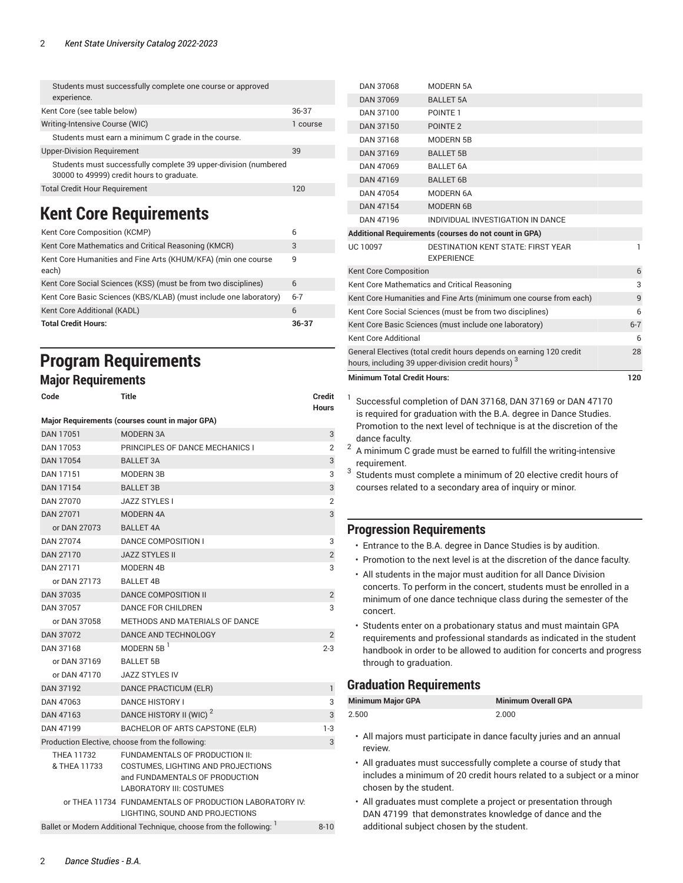| | |
|---|---|
| Students must successfully complete one course or approved experience. | |
| Kent Core (see table below) | 36-37 |
| Writing-Intensive Course (WIC) | 1 course |
| Students must earn a minimum C grade in the course. | |
| Upper-Division Requirement | 39 |
| Students must successfully complete 39 upper-division (numbered 30000 to 49999) credit hours to graduate. | |
| Total Credit Hour Requirement | 120 |

# Kent Core Requirements

| | |
|---|---|
| Kent Core Composition (KCMP) | 6 |
| Kent Core Mathematics and Critical Reasoning (KMCR) | 3 |
| Kent Core Humanities and Fine Arts (KHUM/KFA) (min one course each) | 9 |
| Kent Core Social Sciences (KSS) (must be from two disciplines) | 6 |
| Kent Core Basic Sciences (KBS/KLAB) (must include one laboratory) | 6-7 |
| Kent Core Additional (KADL) | 6 |
| **Total Credit Hours:** | **36-37** |

# Program Requirements

## Major Requirements

| Code | Title | Credit Hours |
|---|---|---|
| **Major Requirements (courses count in major GPA)** | | |
| DAN 17051 | MODERN 3A | 3 |
| DAN 17053 | PRINCIPLES OF DANCE MECHANICS I | 2 |
| DAN 17054 | BALLET 3A | 3 |
| DAN 17151 | MODERN 3B | 3 |
| DAN 17154 | BALLET 3B | 3 |
| DAN 27070 | JAZZ STYLES I | 2 |
| DAN 27071 | MODERN 4A | 3 |
| or DAN 27073 | BALLET 4A | |
| DAN 27074 | DANCE COMPOSITION I | 3 |
| DAN 27170 | JAZZ STYLES II | 2 |
| DAN 27171 | MODERN 4B | 3 |
| or DAN 27173 | BALLET 4B | |
| DAN 37035 | DANCE COMPOSITION II | 2 |
| DAN 37057 | DANCE FOR CHILDREN | 3 |
| or DAN 37058 | METHODS AND MATERIALS OF DANCE | |
| DAN 37072 | DANCE AND TECHNOLOGY | 2 |
| DAN 37168 | MODERN 5B [1] | 2-3 |
| or DAN 37169 | BALLET 5B | |
| or DAN 47170 | JAZZ STYLES IV | |
| DAN 37192 | DANCE PRACTICUM (ELR) | 1 |
| DAN 47063 | DANCE HISTORY I | 3 |
| DAN 47163 | DANCE HISTORY II (WIC) [2] | 3 |
| DAN 47199 | BACHELOR OF ARTS CAPSTONE (ELR) | 1-3 |
| Production Elective, choose from the following: | | 3 |
| THEA 11732 & THEA 11733 | FUNDAMENTALS OF PRODUCTION II: COSTUMES, LIGHTING AND PROJECTIONS and FUNDAMENTALS OF PRODUCTION LABORATORY III: COSTUMES | |
| or THEA 11734 | FUNDAMENTALS OF PRODUCTION LABORATORY IV: LIGHTING, SOUND AND PROJECTIONS | |
| Ballet or Modern Additional Technique, choose from the following: [1] | | 8-10 |
| DAN 37068 | MODERN 5A | |
| DAN 37069 | BALLET 5A | |
| DAN 37100 | POINTE 1 | |
| DAN 37150 | POINTE 2 | |
| DAN 37168 | MODERN 5B | |
| DAN 37169 | BALLET 5B | |
| DAN 47069 | BALLET 6A | |
| DAN 47169 | BALLET 6B | |
| DAN 47054 | MODERN 6A | |
| DAN 47154 | MODERN 6B | |
| DAN 47196 | INDIVIDUAL INVESTIGATION IN DANCE | |
| **Additional Requirements (courses do not count in GPA)** | | |
| UC 10097 | DESTINATION KENT STATE: FIRST YEAR EXPERIENCE | 1 |
| Kent Core Composition | | 6 |
| Kent Core Mathematics and Critical Reasoning | | 3 |
| Kent Core Humanities and Fine Arts (minimum one course from each) | | 9 |
| Kent Core Social Sciences (must be from two disciplines) | | 6 |
| Kent Core Basic Sciences (must include one laboratory) | | 6-7 |
| Kent Core Additional | | 6 |
| General Electives (total credit hours depends on earning 120 credit hours, including 39 upper-division credit hours) [3] | | 28 |
| **Minimum Total Credit Hours:** | | **120** |

1. Successful completion of DAN 37168, DAN 37169 or DAN 47170 is required for graduation with the B.A. degree in Dance Studies. Promotion to the next level of technique is at the discretion of the dance faculty.
2. A minimum C grade must be earned to fulfill the writing-intensive requirement.
3. Students must complete a minimum of 20 elective credit hours of courses related to a secondary area of inquiry or minor.

## Progression Requirements

- Entrance to the B.A. degree in Dance Studies is by audition.
- Promotion to the next level is at the discretion of the dance faculty.
- All students in the major must audition for all Dance Division concerts. To perform in the concert, students must be enrolled in a minimum of one dance technique class during the semester of the concert.
- Students enter on a probationary status and must maintain GPA requirements and professional standards as indicated in the student handbook in order to be allowed to audition for concerts and progress through to graduation.

## Graduation Requirements

| Minimum Major GPA | Minimum Overall GPA |
|---|---|
| 2.500 | 2.000 |

- All majors must participate in dance faculty juries and an annual review.
- All graduates must successfully complete a course of study that includes a minimum of 20 credit hours related to a subject or a minor chosen by the student.
- All graduates must complete a project or presentation through DAN 47199 that demonstrates knowledge of dance and the additional subject chosen by the student.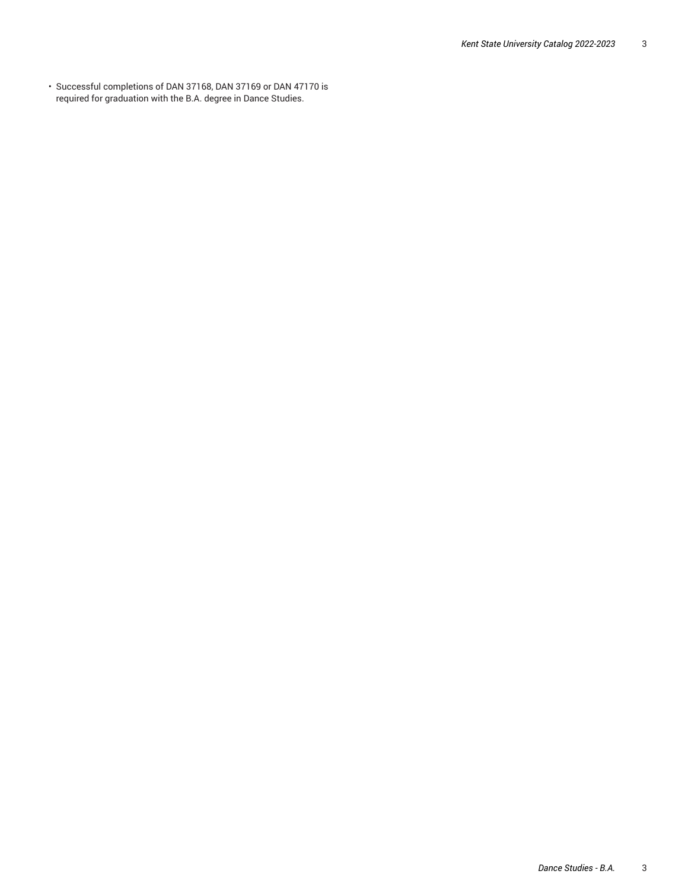- Successful completions of DAN 37168, DAN 37169 or DAN 47170 is required for graduation with the B.A. degree in Dance Studies.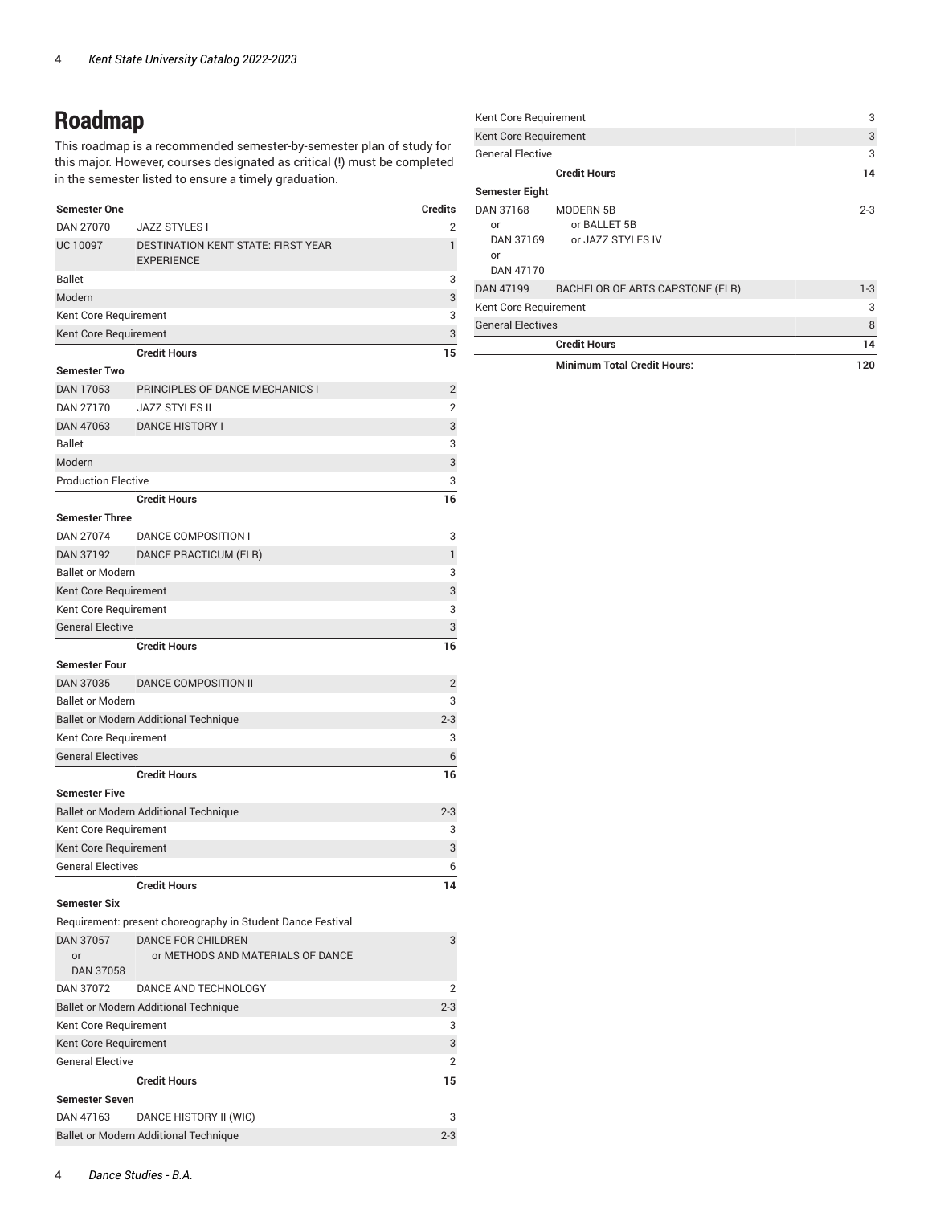## Roadmap

This roadmap is a recommended semester-by-semester plan of study for this major. However, courses designated as critical (!) must be completed in the semester listed to ensure a timely graduation.

| | | |
|---|---|---|
| **Semester One** | | **Credits** |
| DAN 27070 | JAZZ STYLES I | 2 |
| UC 10097 | DESTINATION KENT STATE: FIRST YEAR EXPERIENCE | 1 |
| Ballet | | 3 |
| Modern | | 3 |
| Kent Core Requirement | | 3 |
| Kent Core Requirement | | 3 |
| | **Credit Hours** | **15** |
| **Semester Two** | | |
| DAN 17053 | PRINCIPLES OF DANCE MECHANICS I | 2 |
| DAN 27170 | JAZZ STYLES II | 2 |
| DAN 47063 | DANCE HISTORY I | 3 |
| Ballet | | 3 |
| Modern | | 3 |
| Production Elective | | 3 |
| | **Credit Hours** | **16** |
| **Semester Three** | | |
| DAN 27074 | DANCE COMPOSITION I | 3 |
| DAN 37192 | DANCE PRACTICUM (ELR) | 1 |
| Ballet or Modern | | 3 |
| Kent Core Requirement | | 3 |
| Kent Core Requirement | | 3 |
| General Elective | | 3 |
| | **Credit Hours** | **16** |
| **Semester Four** | | |
| DAN 37035 | DANCE COMPOSITION II | 2 |
| Ballet or Modern | | 3 |
| Ballet or Modern Additional Technique | | 2-3 |
| Kent Core Requirement | | 3 |
| General Electives | | 6 |
| | **Credit Hours** | **16** |
| **Semester Five** | | |
| Ballet or Modern Additional Technique | | 2-3 |
| Kent Core Requirement | | 3 |
| Kent Core Requirement | | 3 |
| General Electives | | 6 |
| | **Credit Hours** | **14** |
| **Semester Six** | | |
| Requirement: present choreography in Student Dance Festival | | |
| DAN 37057 or DAN 37058 | DANCE FOR CHILDREN or METHODS AND MATERIALS OF DANCE | 3 |
| DAN 37072 | DANCE AND TECHNOLOGY | 2 |
| Ballet or Modern Additional Technique | | 2-3 |
| Kent Core Requirement | | 3 |
| Kent Core Requirement | | 3 |
| General Elective | | 2 |
| | **Credit Hours** | **15** |
| **Semester Seven** | | |
| DAN 47163 | DANCE HISTORY II (WIC) | 3 |
| Ballet or Modern Additional Technique | | 2-3 |
| Kent Core Requirement | | 3 |
| Kent Core Requirement | | 3 |
| General Elective | | 3 |
| | **Credit Hours** | **14** |
| **Semester Eight** | | |
| DAN 37168 or DAN 37169 or DAN 47170 | MODERN 5B or BALLET 5B or JAZZ STYLES IV | 2-3 |
| DAN 47199 | BACHELOR OF ARTS CAPSTONE (ELR) | 1-3 |
| Kent Core Requirement | | 3 |
| General Electives | | 8 |
| | **Credit Hours** | **14** |
| | **Minimum Total Credit Hours:** | **120** |